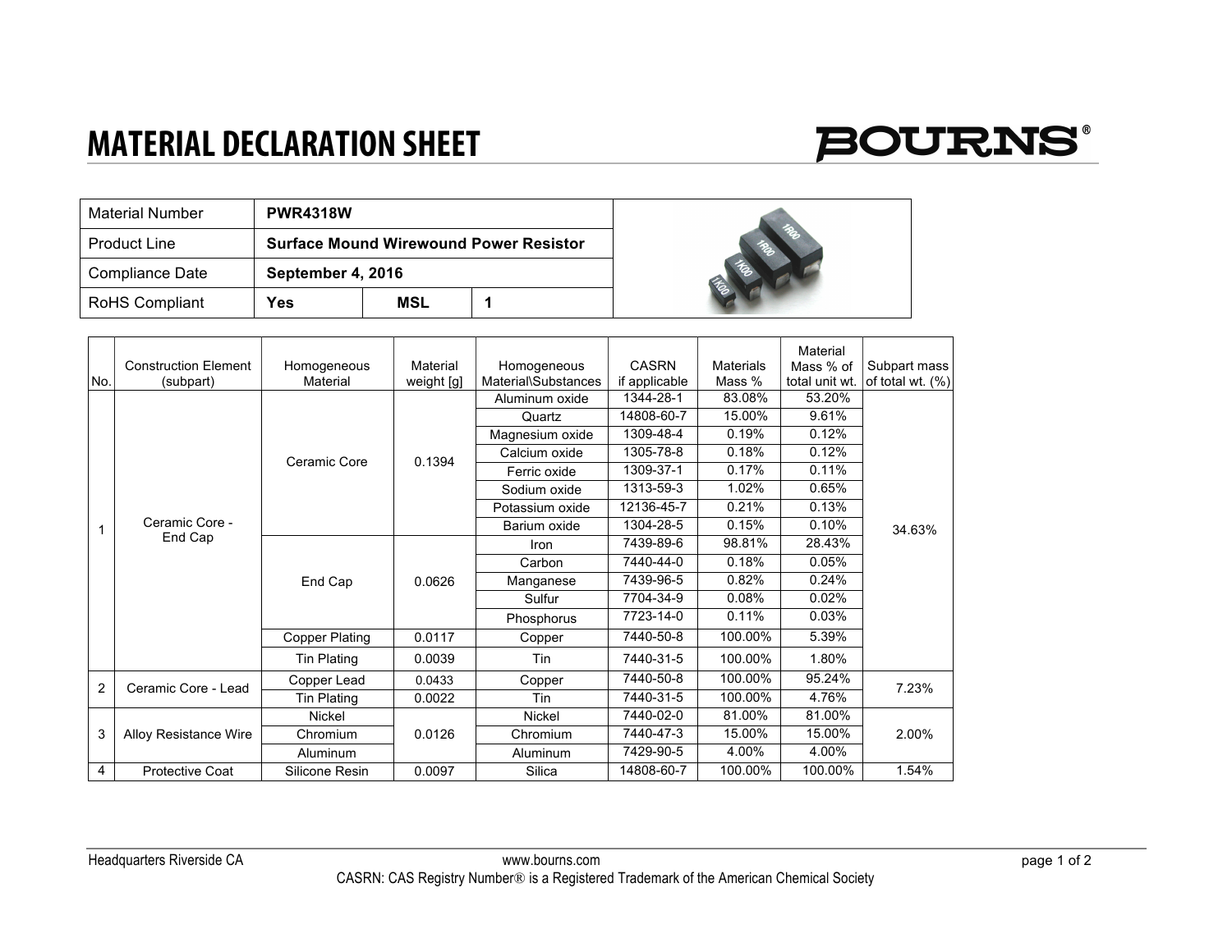# MATERIAL DECLARATION SHEET

BOURNS®

| Material Number | PWR4318W | | |
|---|---|---|---|
| Product Line | Surface Mound Wirewound Power Resistor | | |
| Compliance Date | September 4, 2016 | | |
| RoHS Compliant | Yes | MSL | 1 |

| No. | Construction Element (subpart) | Homogeneous Material | Material weight [g] | Homogeneous Material\Substances | CASRN if applicable | Materials Mass % | Material Mass % of total unit wt. | Subpart mass of total wt. (%) |
|---|---|---|---|---|---|---|---|---|
| 1 | Ceramic Core - End Cap | Ceramic Core | 0.1394 | Aluminum oxide | 1344-28-1 | 83.08% | 53.20% | 34.63% |
| | | | | Quartz | 14808-60-7 | 15.00% | 9.61% | |
| | | | | Magnesium oxide | 1309-48-4 | 0.19% | 0.12% | |
| | | | | Calcium oxide | 1305-78-8 | 0.18% | 0.12% | |
| | | | | Ferric oxide | 1309-37-1 | 0.17% | 0.11% | |
| | | | | Sodium oxide | 1313-59-3 | 1.02% | 0.65% | |
| | | | | Potassium oxide | 12136-45-7 | 0.21% | 0.13% | |
| | | | | Barium oxide | 1304-28-5 | 0.15% | 0.10% | |
| | | End Cap | 0.0626 | Iron | 7439-89-6 | 98.81% | 28.43% | |
| | | | | Carbon | 7440-44-0 | 0.18% | 0.05% | |
| | | | | Manganese | 7439-96-5 | 0.82% | 0.24% | |
| | | | | Sulfur | 7704-34-9 | 0.08% | 0.02% | |
| | | | | Phosphorus | 7723-14-0 | 0.11% | 0.03% | |
| | | Copper Plating | 0.0117 | Copper | 7440-50-8 | 100.00% | 5.39% | |
| | | Tin Plating | 0.0039 | Tin | 7440-31-5 | 100.00% | 1.80% | |
| 2 | Ceramic Core - Lead | Copper Lead | 0.0433 | Copper | 7440-50-8 | 100.00% | 95.24% | 7.23% |
| | | Tin Plating | 0.0022 | Tin | 7440-31-5 | 100.00% | 4.76% | |
| 3 | Alloy Resistance Wire | Nickel | 0.0126 | Nickel | 7440-02-0 | 81.00% | 81.00% | 2.00% |
| | | Chromium | | Chromium | 7440-47-3 | 15.00% | 15.00% | |
| | | Aluminum | | Aluminum | 7429-90-5 | 4.00% | 4.00% | |
| 4 | Protective Coat | Silicone Resin | 0.0097 | Silica | 14808-60-7 | 100.00% | 100.00% | 1.54% |

Headquarters Riverside CA

www.bourns.com

CASRN: CAS Registry Number® is a Registered Trademark of the American Chemical Society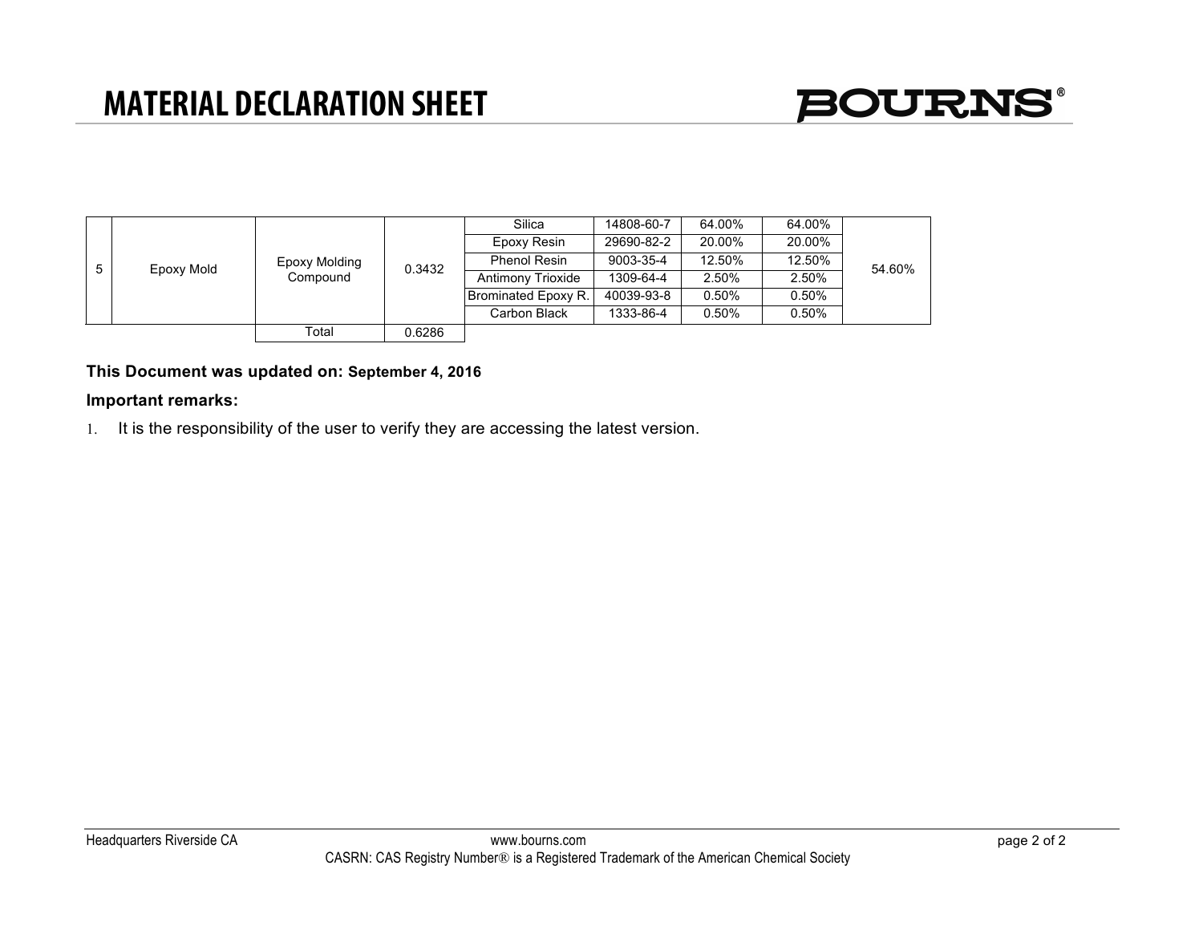# MATERIAL DECLARATION SHEET

| | | | | | | | | |
|---|---|---|---|---|---|---|---|---|
| 5 | Epoxy Mold | Epoxy Molding Compound | 0.3432 | Silica | 14808-60-7 | 64.00% | 64.00% | 54.60% |
| | | | | Epoxy Resin | 29690-82-2 | 20.00% | 20.00% | |
| | | | | Phenol Resin | 9003-35-4 | 12.50% | 12.50% | |
| | | | | Antimony Trioxide | 1309-64-4 | 2.50% | 2.50% | |
| | | | | Brominated Epoxy R. | 40039-93-8 | 0.50% | 0.50% | |
| | | | | Carbon Black | 1333-86-4 | 0.50% | 0.50% | |
| | | Total | 0.6286 | | | | | |

**This Document was updated on: September 4, 2016**

**Important remarks:**

1. It is the responsibility of the user to verify they are accessing the latest version.

Headquarters Riverside CA

www.bourns.com

CASRN: CAS Registry Number® is a Registered Trademark of the American Chemical Society